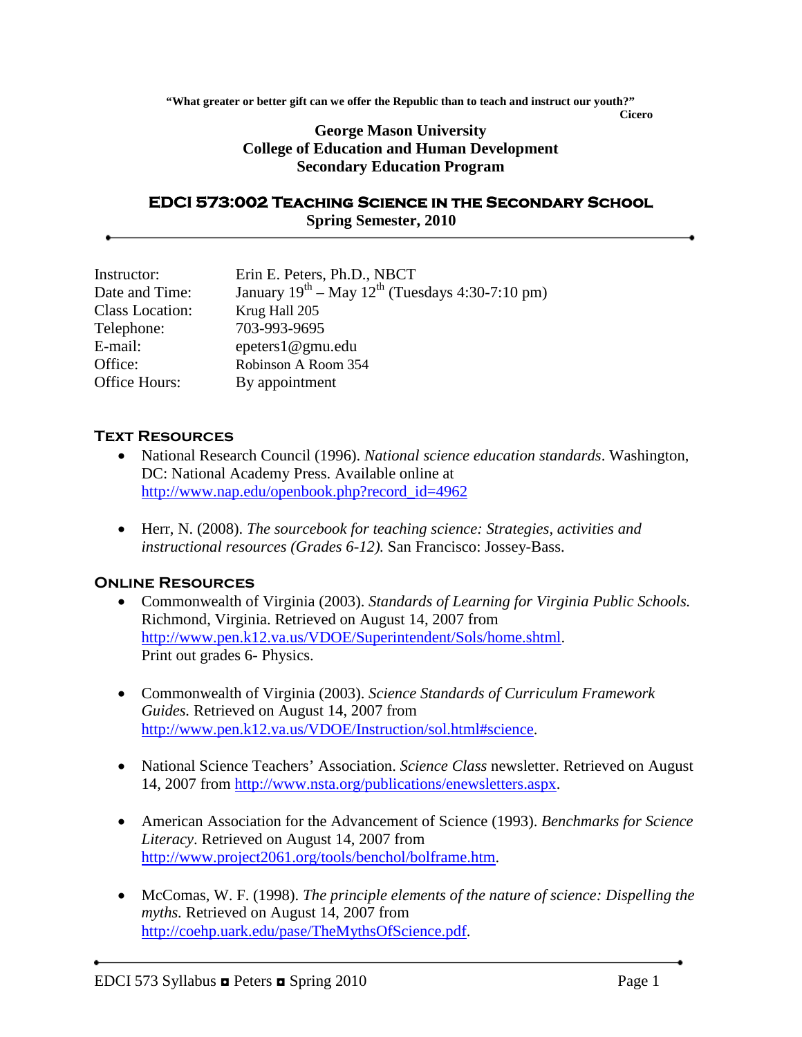**"What greater or better gift can we offer the Republic than to teach and instruct our youth?"**
**Cicero**

**George Mason University**
**College of Education and Human Development**
**Secondary Education Program**

# EDCI 573:002 Teaching Science in the Secondary School

**Spring Semester, 2010**

---

| | |
|---|---|
| Instructor: | Erin E. Peters, Ph.D., NBCT |
| Date and Time: | January 19th – May 12th (Tuesdays 4:30-7:10 pm) |
| Class Location: | Krug Hall 205 |
| Telephone: | 703-993-9695 |
| E-mail: | epeters1@gmu.edu |
| Office: | Robinson A Room 354 |
| Office Hours: | By appointment |

## Text Resources

- National Research Council (1996). *National science education standards*. Washington, DC: National Academy Press. Available online at http://www.nap.edu/openbook.php?record_id=4962

- Herr, N. (2008). *The sourcebook for teaching science: Strategies, activities and instructional resources (Grades 6-12).* San Francisco: Jossey-Bass.

## Online Resources

- Commonwealth of Virginia (2003). *Standards of Learning for Virginia Public Schools.* Richmond, Virginia. Retrieved on August 14, 2007 from http://www.pen.k12.va.us/VDOE/Superintendent/Sols/home.shtml. Print out grades 6- Physics.

- Commonwealth of Virginia (2003). *Science Standards of Curriculum Framework Guides.* Retrieved on August 14, 2007 from http://www.pen.k12.va.us/VDOE/Instruction/sol.html#science.

- National Science Teachers' Association. *Science Class* newsletter. Retrieved on August 14, 2007 from http://www.nsta.org/publications/enewsletters.aspx.

- American Association for the Advancement of Science (1993). *Benchmarks for Science Literacy*. Retrieved on August 14, 2007 from http://www.project2061.org/tools/benchol/bolframe.htm.

- McComas, W. F. (1998). *The principle elements of the nature of science: Dispelling the myths.* Retrieved on August 14, 2007 from http://coehp.uark.edu/pase/TheMythsOfScience.pdf.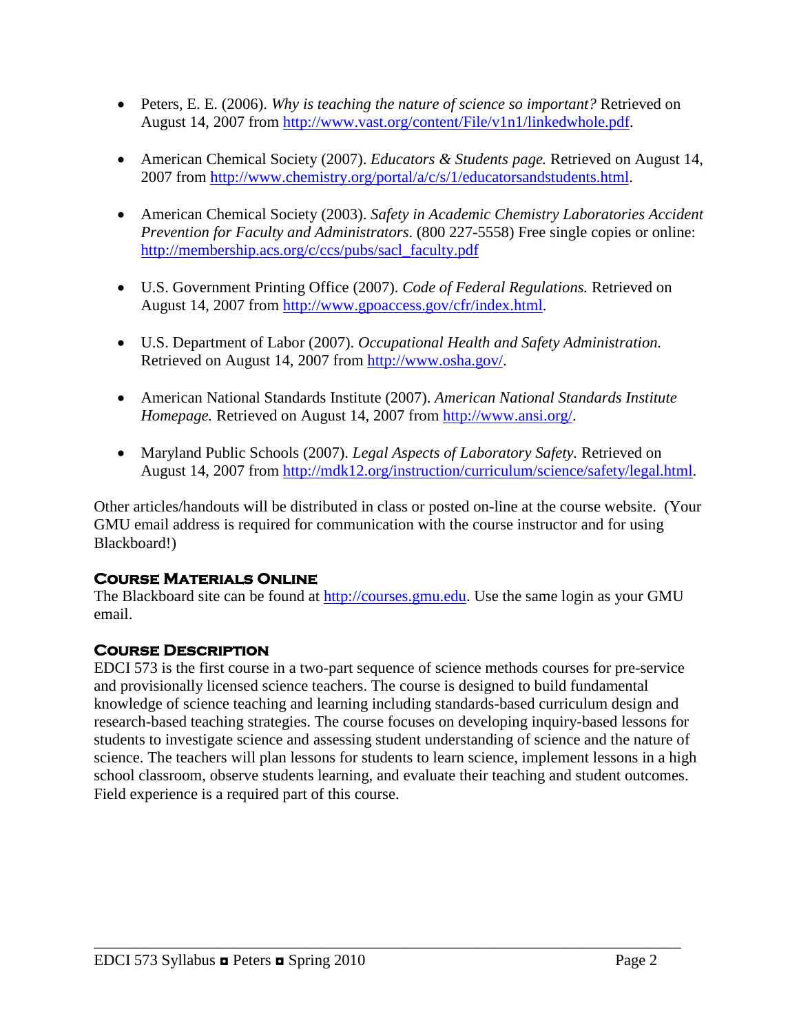- Peters, E. E. (2006). *Why is teaching the nature of science so important?* Retrieved on August 14, 2007 from http://www.vast.org/content/File/v1n1/linkedwhole.pdf.

- American Chemical Society (2007). *Educators & Students page.* Retrieved on August 14, 2007 from http://www.chemistry.org/portal/a/c/s/1/educatorsandstudents.html.

- American Chemical Society (2003). *Safety in Academic Chemistry Laboratories Accident Prevention for Faculty and Administrators*. (800 227-5558) Free single copies or online: http://membership.acs.org/c/ccs/pubs/sacl_faculty.pdf

- U.S. Government Printing Office (2007). *Code of Federal Regulations.* Retrieved on August 14, 2007 from http://www.gpoaccess.gov/cfr/index.html.

- U.S. Department of Labor (2007). *Occupational Health and Safety Administration.* Retrieved on August 14, 2007 from http://www.osha.gov/.

- American National Standards Institute (2007). *American National Standards Institute Homepage.* Retrieved on August 14, 2007 from http://www.ansi.org/.

- Maryland Public Schools (2007). *Legal Aspects of Laboratory Safety.* Retrieved on August 14, 2007 from http://mdk12.org/instruction/curriculum/science/safety/legal.html.

Other articles/handouts will be distributed in class or posted on-line at the course website. (Your GMU email address is required for communication with the course instructor and for using Blackboard!)

### Course Materials Online

The Blackboard site can be found at http://courses.gmu.edu. Use the same login as your GMU email.

### Course Description

EDCI 573 is the first course in a two-part sequence of science methods courses for pre-service and provisionally licensed science teachers. The course is designed to build fundamental knowledge of science teaching and learning including standards-based curriculum design and research-based teaching strategies. The course focuses on developing inquiry-based lessons for students to investigate science and assessing student understanding of science and the nature of science. The teachers will plan lessons for students to learn science, implement lessons in a high school classroom, observe students learning, and evaluate their teaching and student outcomes. Field experience is a required part of this course.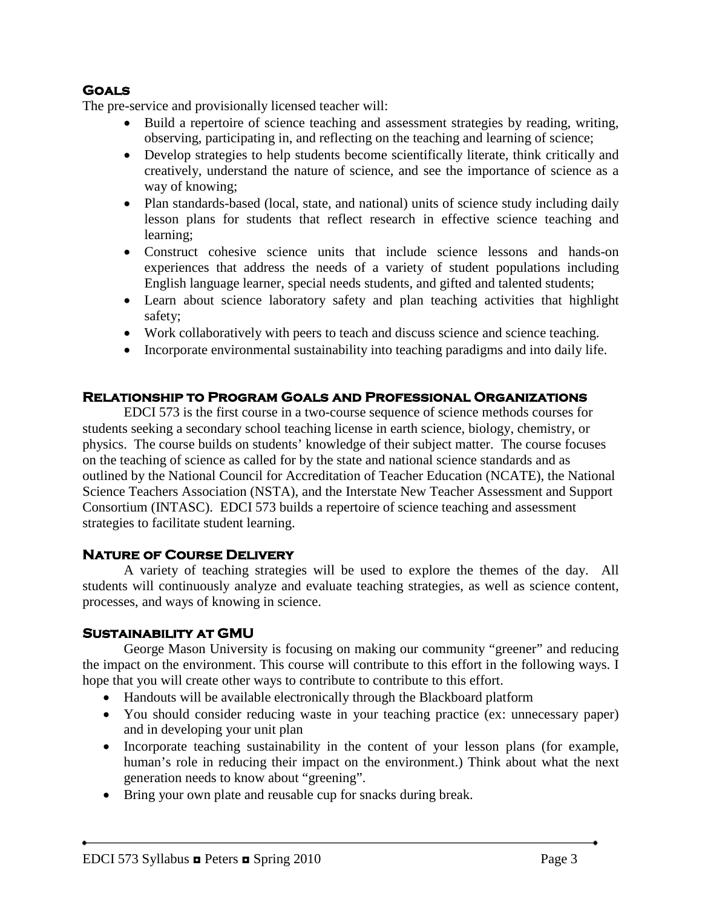## Goals

The pre-service and provisionally licensed teacher will:

- Build a repertoire of science teaching and assessment strategies by reading, writing, observing, participating in, and reflecting on the teaching and learning of science;
- Develop strategies to help students become scientifically literate, think critically and creatively, understand the nature of science, and see the importance of science as a way of knowing;
- Plan standards-based (local, state, and national) units of science study including daily lesson plans for students that reflect research in effective science teaching and learning;
- Construct cohesive science units that include science lessons and hands-on experiences that address the needs of a variety of student populations including English language learner, special needs students, and gifted and talented students;
- Learn about science laboratory safety and plan teaching activities that highlight safety;
- Work collaboratively with peers to teach and discuss science and science teaching.
- Incorporate environmental sustainability into teaching paradigms and into daily life.

## Relationship to Program Goals and Professional Organizations

EDCI 573 is the first course in a two-course sequence of science methods courses for students seeking a secondary school teaching license in earth science, biology, chemistry, or physics. The course builds on students' knowledge of their subject matter. The course focuses on the teaching of science as called for by the state and national science standards and as outlined by the National Council for Accreditation of Teacher Education (NCATE), the National Science Teachers Association (NSTA), and the Interstate New Teacher Assessment and Support Consortium (INTASC). EDCI 573 builds a repertoire of science teaching and assessment strategies to facilitate student learning.

## Nature of Course Delivery

A variety of teaching strategies will be used to explore the themes of the day. All students will continuously analyze and evaluate teaching strategies, as well as science content, processes, and ways of knowing in science.

## Sustainability at GMU

George Mason University is focusing on making our community "greener" and reducing the impact on the environment. This course will contribute to this effort in the following ways. I hope that you will create other ways to contribute to contribute to this effort.

- Handouts will be available electronically through the Blackboard platform
- You should consider reducing waste in your teaching practice (ex: unnecessary paper) and in developing your unit plan
- Incorporate teaching sustainability in the content of your lesson plans (for example, human's role in reducing their impact on the environment.) Think about what the next generation needs to know about "greening".
- Bring your own plate and reusable cup for snacks during break.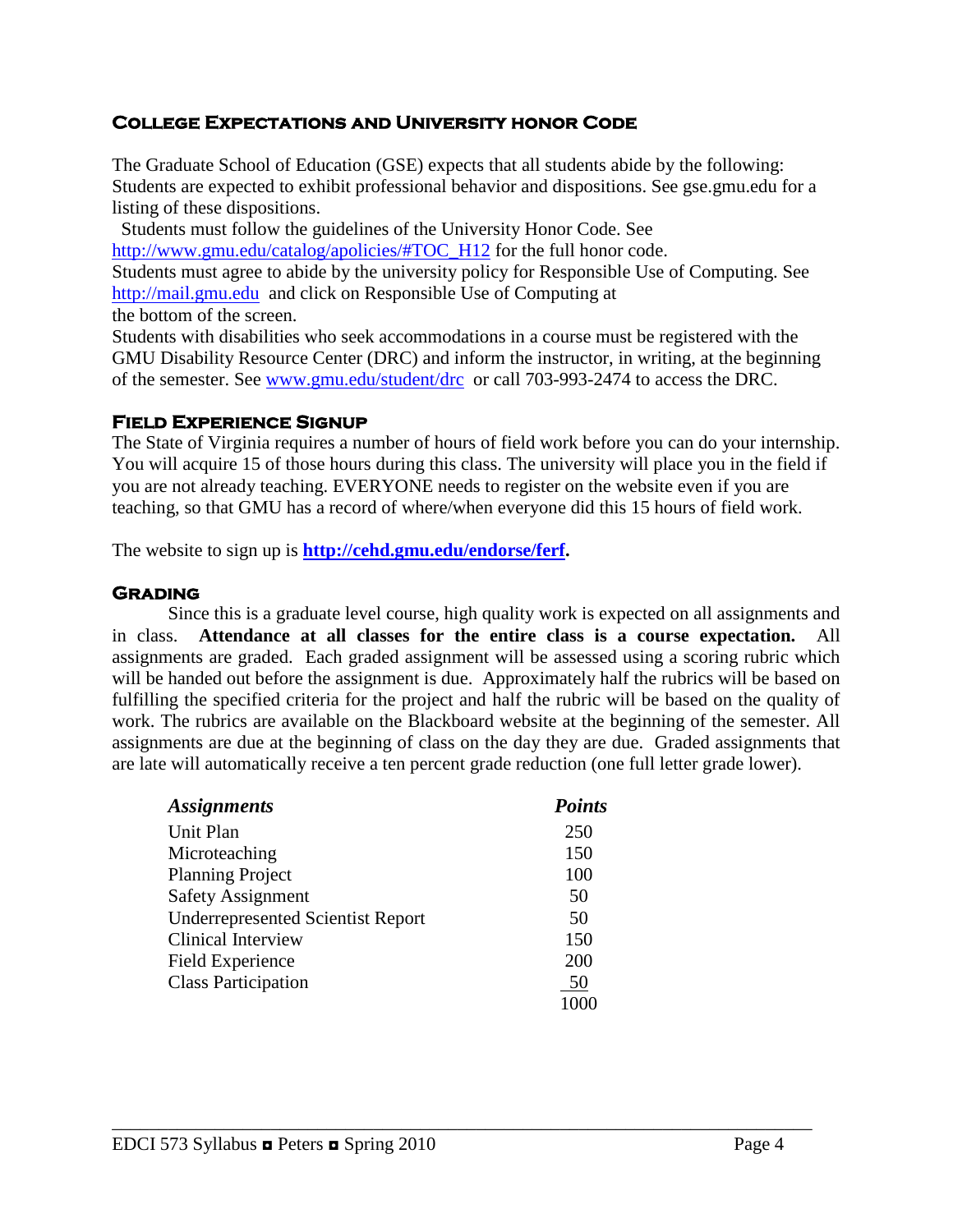## College Expectations and University honor Code

The Graduate School of Education (GSE) expects that all students abide by the following:
Students are expected to exhibit professional behavior and dispositions. See gse.gmu.edu for a listing of these dispositions.
Students must follow the guidelines of the University Honor Code. See [http://www.gmu.edu/catalog/apolicies/#TOC_H12](http://www.gmu.edu/catalog/apolicies/#TOC_H12) for the full honor code.
Students must agree to abide by the university policy for Responsible Use of Computing. See [http://mail.gmu.edu](http://mail.gmu.edu) and click on Responsible Use of Computing at the bottom of the screen.
Students with disabilities who seek accommodations in a course must be registered with the GMU Disability Resource Center (DRC) and inform the instructor, in writing, at the beginning of the semester. See [www.gmu.edu/student/drc](http://www.gmu.edu/student/drc) or call 703-993-2474 to access the DRC.

## Field Experience Signup

The State of Virginia requires a number of hours of field work before you can do your internship. You will acquire 15 of those hours during this class. The university will place you in the field if you are not already teaching. EVERYONE needs to register on the website even if you are teaching, so that GMU has a record of where/when everyone did this 15 hours of field work.

The website to sign up is **[http://cehd.gmu.edu/endorse/ferf](http://cehd.gmu.edu/endorse/ferf).**

## Grading

Since this is a graduate level course, high quality work is expected on all assignments and in class. **Attendance at all classes for the entire class is a course expectation.** All assignments are graded. Each graded assignment will be assessed using a scoring rubric which will be handed out before the assignment is due. Approximately half the rubrics will be based on fulfilling the specified criteria for the project and half the rubric will be based on the quality of work. The rubrics are available on the Blackboard website at the beginning of the semester. All assignments are due at the beginning of class on the day they are due. Graded assignments that are late will automatically receive a ten percent grade reduction (one full letter grade lower).

| *Assignments* | *Points* |
|---|---|
| Unit Plan | 250 |
| Microteaching | 150 |
| Planning Project | 100 |
| Safety Assignment | 50 |
| Underrepresented Scientist Report | 50 |
| Clinical Interview | 150 |
| Field Experience | 200 |
| Class Participation | 50 |
| | 1000 |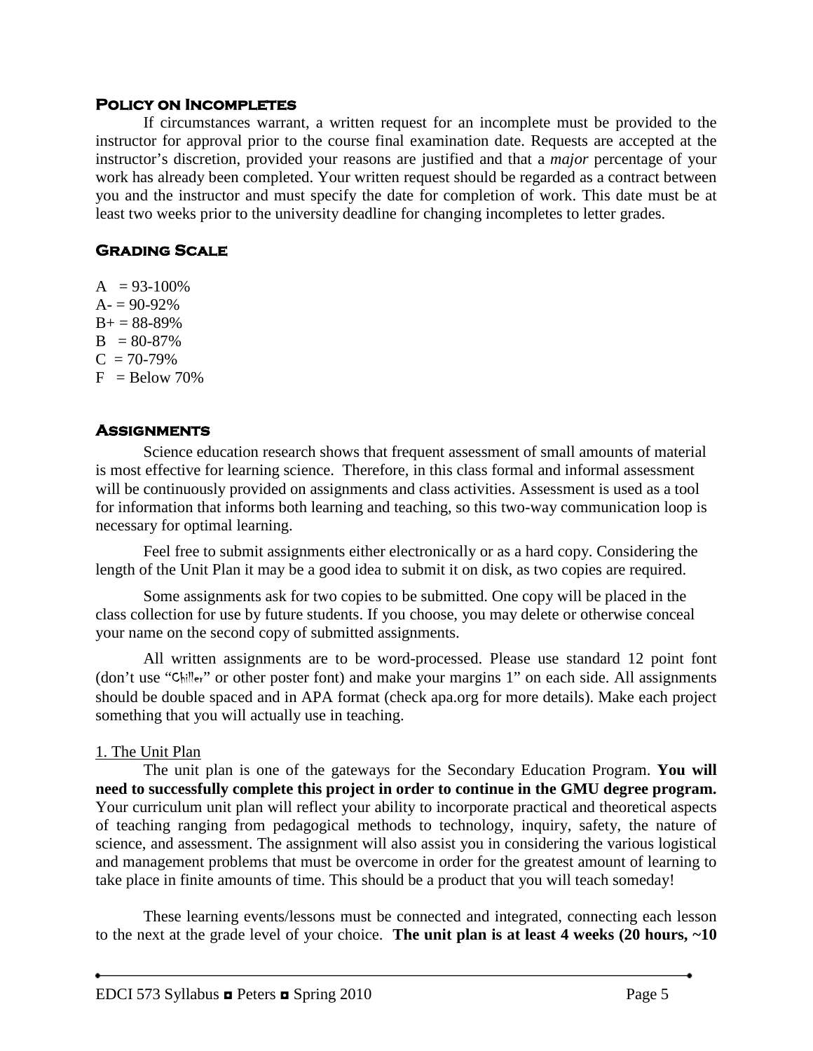## Policy on Incompletes

If circumstances warrant, a written request for an incomplete must be provided to the instructor for approval prior to the course final examination date. Requests are accepted at the instructor's discretion, provided your reasons are justified and that a *major* percentage of your work has already been completed. Your written request should be regarded as a contract between you and the instructor and must specify the date for completion of work. This date must be at least two weeks prior to the university deadline for changing incompletes to letter grades.

## Grading Scale

A = 93-100%
A- = 90-92%
B+ = 88-89%
B = 80-87%
C = 70-79%
F = Below 70%

## Assignments

Science education research shows that frequent assessment of small amounts of material is most effective for learning science. Therefore, in this class formal and informal assessment will be continuously provided on assignments and class activities. Assessment is used as a tool for information that informs both learning and teaching, so this two-way communication loop is necessary for optimal learning.

Feel free to submit assignments either electronically or as a hard copy. Considering the length of the Unit Plan it may be a good idea to submit it on disk, as two copies are required.

Some assignments ask for two copies to be submitted. One copy will be placed in the class collection for use by future students. If you choose, you may delete or otherwise conceal your name on the second copy of submitted assignments.

All written assignments are to be word-processed. Please use standard 12 point font (don't use "Chiller" or other poster font) and make your margins 1" on each side. All assignments should be double spaced and in APA format (check apa.org for more details). Make each project something that you will actually use in teaching.

<u>1. The Unit Plan</u>

The unit plan is one of the gateways for the Secondary Education Program. **You will need to successfully complete this project in order to continue in the GMU degree program.** Your curriculum unit plan will reflect your ability to incorporate practical and theoretical aspects of teaching ranging from pedagogical methods to technology, inquiry, safety, the nature of science, and assessment. The assignment will also assist you in considering the various logistical and management problems that must be overcome in order for the greatest amount of learning to take place in finite amounts of time. This should be a product that you will teach someday!

These learning events/lessons must be connected and integrated, connecting each lesson to the next at the grade level of your choice. **The unit plan is at least 4 weeks (20 hours, ~10**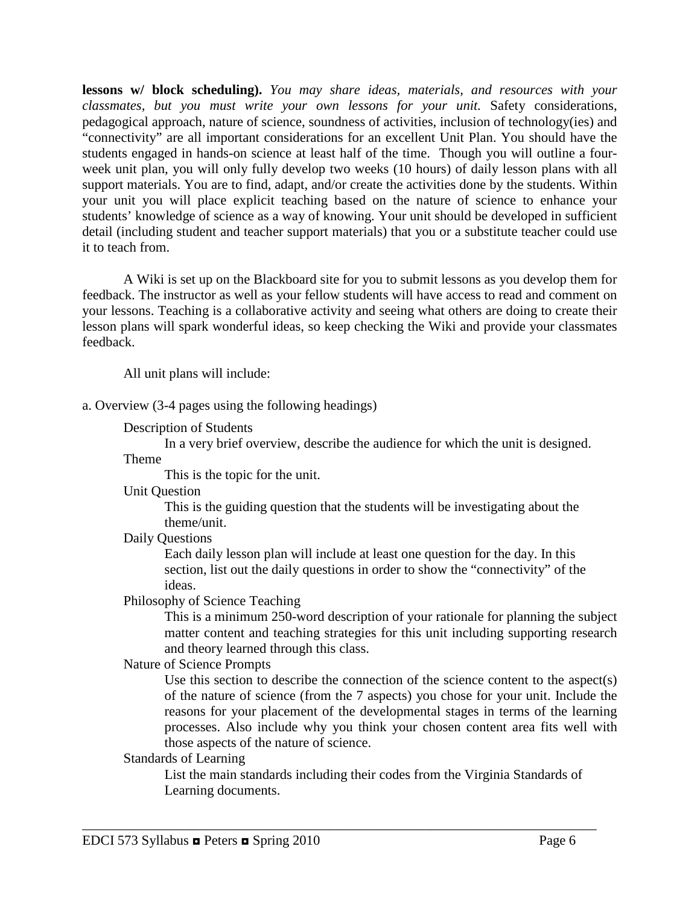**lessons w/ block scheduling).** *You may share ideas, materials, and resources with your classmates, but you must write your own lessons for your unit.* Safety considerations, pedagogical approach, nature of science, soundness of activities, inclusion of technology(ies) and "connectivity" are all important considerations for an excellent Unit Plan. You should have the students engaged in hands-on science at least half of the time. Though you will outline a four-week unit plan, you will only fully develop two weeks (10 hours) of daily lesson plans with all support materials. You are to find, adapt, and/or create the activities done by the students. Within your unit you will place explicit teaching based on the nature of science to enhance your students' knowledge of science as a way of knowing. Your unit should be developed in sufficient detail (including student and teacher support materials) that you or a substitute teacher could use it to teach from.

A Wiki is set up on the Blackboard site for you to submit lessons as you develop them for feedback. The instructor as well as your fellow students will have access to read and comment on your lessons. Teaching is a collaborative activity and seeing what others are doing to create their lesson plans will spark wonderful ideas, so keep checking the Wiki and provide your classmates feedback.

All unit plans will include:

a. Overview (3-4 pages using the following headings)

- Description of Students
  - In a very brief overview, describe the audience for which the unit is designed.
- Theme
  - This is the topic for the unit.
- Unit Question
  - This is the guiding question that the students will be investigating about the theme/unit.
- Daily Questions
  - Each daily lesson plan will include at least one question for the day. In this section, list out the daily questions in order to show the "connectivity" of the ideas.
- Philosophy of Science Teaching
  - This is a minimum 250-word description of your rationale for planning the subject matter content and teaching strategies for this unit including supporting research and theory learned through this class.
- Nature of Science Prompts
  - Use this section to describe the connection of the science content to the aspect(s) of the nature of science (from the 7 aspects) you chose for your unit. Include the reasons for your placement of the developmental stages in terms of the learning processes. Also include why you think your chosen content area fits well with those aspects of the nature of science.
- Standards of Learning
  - List the main standards including their codes from the Virginia Standards of Learning documents.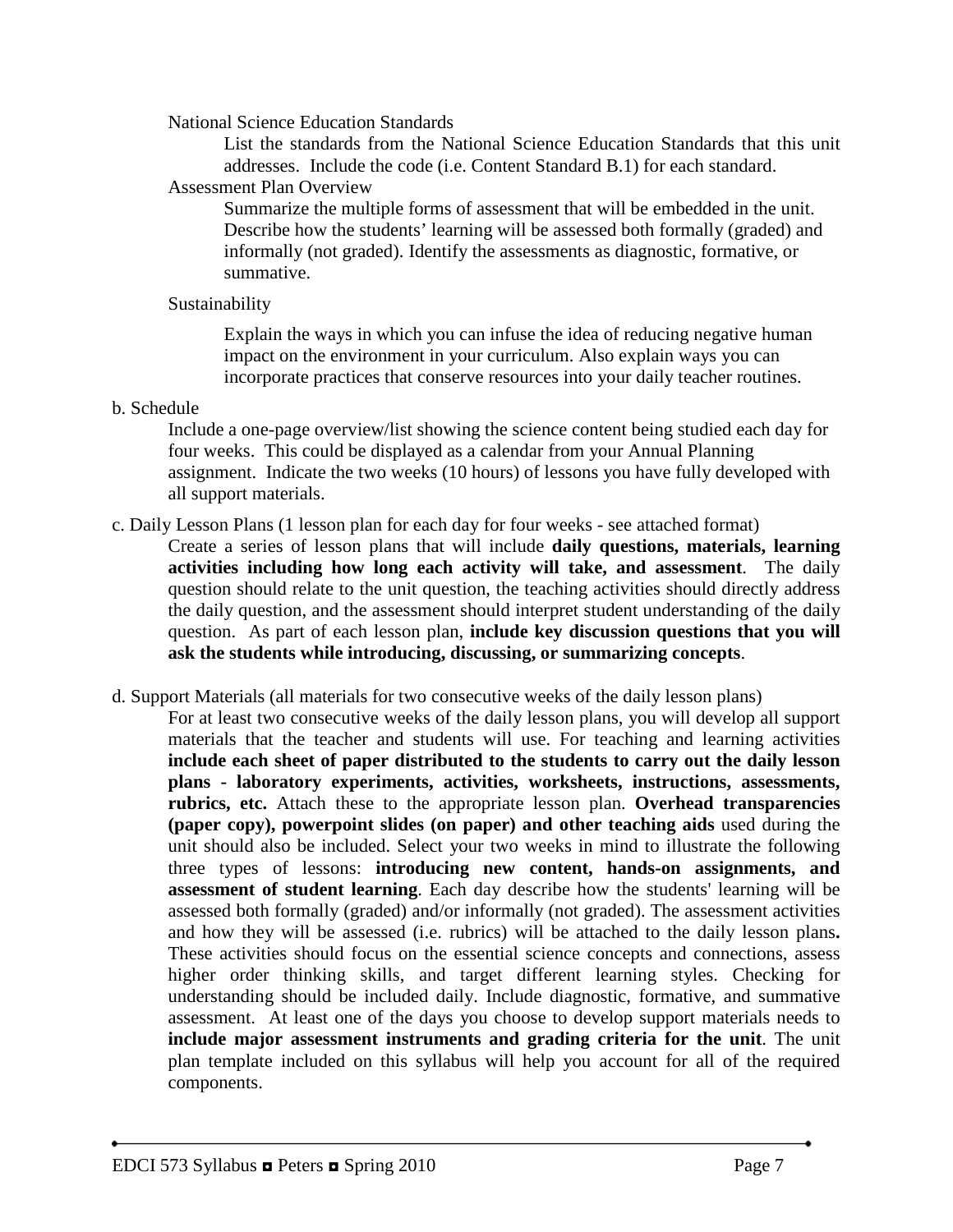National Science Education Standards

List the standards from the National Science Education Standards that this unit addresses. Include the code (i.e. Content Standard B.1) for each standard.

Assessment Plan Overview

Summarize the multiple forms of assessment that will be embedded in the unit. Describe how the students' learning will be assessed both formally (graded) and informally (not graded). Identify the assessments as diagnostic, formative, or summative.

Sustainability

Explain the ways in which you can infuse the idea of reducing negative human impact on the environment in your curriculum. Also explain ways you can incorporate practices that conserve resources into your daily teacher routines.

b. Schedule

Include a one-page overview/list showing the science content being studied each day for four weeks. This could be displayed as a calendar from your Annual Planning assignment. Indicate the two weeks (10 hours) of lessons you have fully developed with all support materials.

c. Daily Lesson Plans (1 lesson plan for each day for four weeks - see attached format)

Create a series of lesson plans that will include **daily questions, materials, learning activities including how long each activity will take, and assessment**. The daily question should relate to the unit question, the teaching activities should directly address the daily question, and the assessment should interpret student understanding of the daily question. As part of each lesson plan, **include key discussion questions that you will ask the students while introducing, discussing, or summarizing concepts**.

d. Support Materials (all materials for two consecutive weeks of the daily lesson plans)

For at least two consecutive weeks of the daily lesson plans, you will develop all support materials that the teacher and students will use. For teaching and learning activities **include each sheet of paper distributed to the students to carry out the daily lesson plans - laboratory experiments, activities, worksheets, instructions, assessments, rubrics, etc.** Attach these to the appropriate lesson plan. **Overhead transparencies (paper copy), powerpoint slides (on paper) and other teaching aids** used during the unit should also be included. Select your two weeks in mind to illustrate the following three types of lessons: **introducing new content, hands-on assignments, and assessment of student learning**. Each day describe how the students' learning will be assessed both formally (graded) and/or informally (not graded). The assessment activities and how they will be assessed (i.e. rubrics) will be attached to the daily lesson plans**.** These activities should focus on the essential science concepts and connections, assess higher order thinking skills, and target different learning styles. Checking for understanding should be included daily. Include diagnostic, formative, and summative assessment. At least one of the days you choose to develop support materials needs to **include major assessment instruments and grading criteria for the unit**. The unit plan template included on this syllabus will help you account for all of the required components.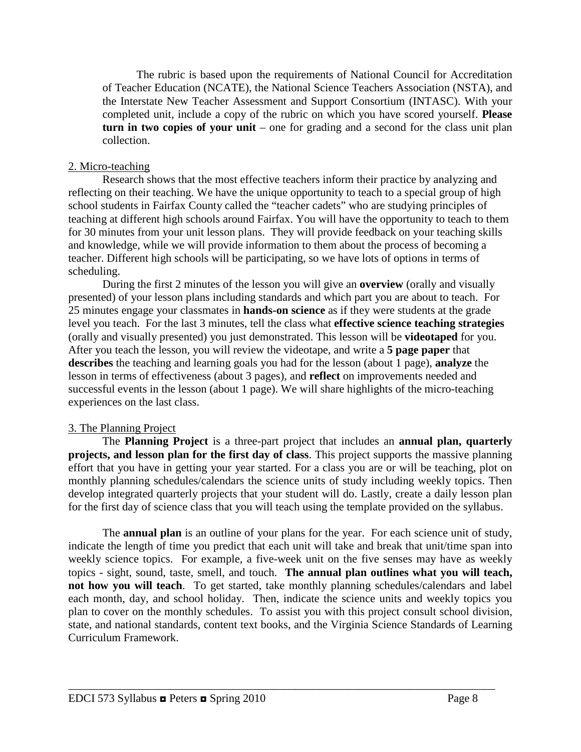The rubric is based upon the requirements of National Council for Accreditation of Teacher Education (NCATE), the National Science Teachers Association (NSTA), and the Interstate New Teacher Assessment and Support Consortium (INTASC). With your completed unit, include a copy of the rubric on which you have scored yourself. **Please turn in two copies of your unit** – one for grading and a second for the class unit plan collection.

2. Micro-teaching

Research shows that the most effective teachers inform their practice by analyzing and reflecting on their teaching. We have the unique opportunity to teach to a special group of high school students in Fairfax County called the "teacher cadets" who are studying principles of teaching at different high schools around Fairfax. You will have the opportunity to teach to them for 30 minutes from your unit lesson plans. They will provide feedback on your teaching skills and knowledge, while we will provide information to them about the process of becoming a teacher. Different high schools will be participating, so we have lots of options in terms of scheduling.

During the first 2 minutes of the lesson you will give an **overview** (orally and visually presented) of your lesson plans including standards and which part you are about to teach. For 25 minutes engage your classmates in **hands-on science** as if they were students at the grade level you teach. For the last 3 minutes, tell the class what **effective science teaching strategies** (orally and visually presented) you just demonstrated. This lesson will be **videotaped** for you. After you teach the lesson, you will review the videotape, and write a **5 page paper** that **describes** the teaching and learning goals you had for the lesson (about 1 page), **analyze** the lesson in terms of effectiveness (about 3 pages), and **reflect** on improvements needed and successful events in the lesson (about 1 page). We will share highlights of the micro-teaching experiences on the last class.

3. The Planning Project

The **Planning Project** is a three-part project that includes an **annual plan, quarterly projects, and lesson plan for the first day of class**. This project supports the massive planning effort that you have in getting your year started. For a class you are or will be teaching, plot on monthly planning schedules/calendars the science units of study including weekly topics. Then develop integrated quarterly projects that your student will do. Lastly, create a daily lesson plan for the first day of science class that you will teach using the template provided on the syllabus.

The **annual plan** is an outline of your plans for the year. For each science unit of study, indicate the length of time you predict that each unit will take and break that unit/time span into weekly science topics. For example, a five-week unit on the five senses may have as weekly topics - sight, sound, taste, smell, and touch. **The annual plan outlines what you will teach, not how you will teach**. To get started, take monthly planning schedules/calendars and label each month, day, and school holiday. Then, indicate the science units and weekly topics you plan to cover on the monthly schedules. To assist you with this project consult school division, state, and national standards, content text books, and the Virginia Science Standards of Learning Curriculum Framework.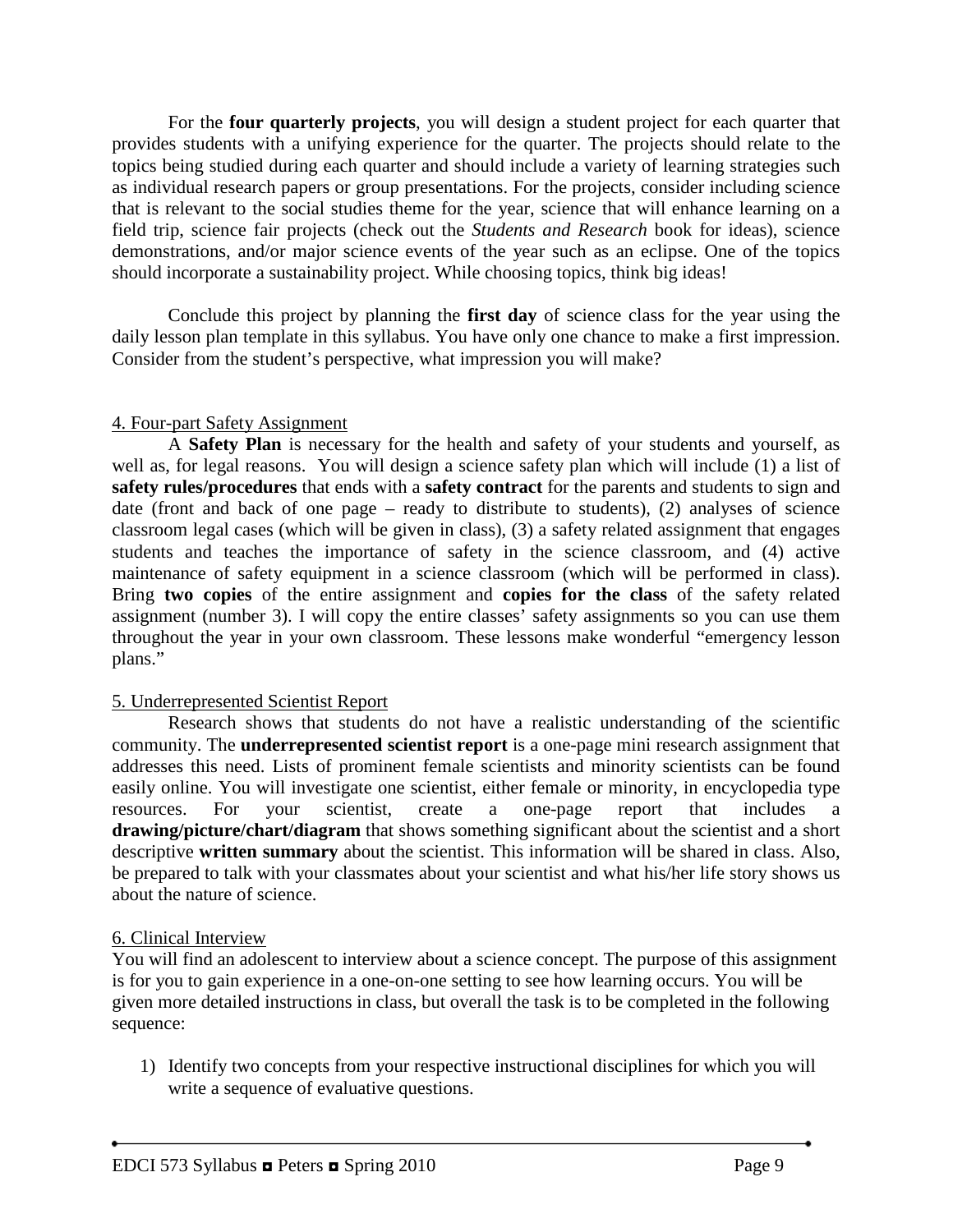For the **four quarterly projects**, you will design a student project for each quarter that provides students with a unifying experience for the quarter. The projects should relate to the topics being studied during each quarter and should include a variety of learning strategies such as individual research papers or group presentations. For the projects, consider including science that is relevant to the social studies theme for the year, science that will enhance learning on a field trip, science fair projects (check out the *Students and Research* book for ideas), science demonstrations, and/or major science events of the year such as an eclipse. One of the topics should incorporate a sustainability project. While choosing topics, think big ideas!

Conclude this project by planning the **first day** of science class for the year using the daily lesson plan template in this syllabus. You have only one chance to make a first impression. Consider from the student's perspective, what impression you will make?

## 4. Four-part Safety Assignment

A **Safety Plan** is necessary for the health and safety of your students and yourself, as well as, for legal reasons. You will design a science safety plan which will include (1) a list of **safety rules/procedures** that ends with a **safety contract** for the parents and students to sign and date (front and back of one page – ready to distribute to students), (2) analyses of science classroom legal cases (which will be given in class), (3) a safety related assignment that engages students and teaches the importance of safety in the science classroom, and (4) active maintenance of safety equipment in a science classroom (which will be performed in class). Bring **two copies** of the entire assignment and **copies for the class** of the safety related assignment (number 3). I will copy the entire classes' safety assignments so you can use them throughout the year in your own classroom. These lessons make wonderful "emergency lesson plans."

## 5. Underrepresented Scientist Report

Research shows that students do not have a realistic understanding of the scientific community. The **underrepresented scientist report** is a one-page mini research assignment that addresses this need. Lists of prominent female scientists and minority scientists can be found easily online. You will investigate one scientist, either female or minority, in encyclopedia type resources. For your scientist, create a one-page report that includes a **drawing/picture/chart/diagram** that shows something significant about the scientist and a short descriptive **written summary** about the scientist. This information will be shared in class. Also, be prepared to talk with your classmates about your scientist and what his/her life story shows us about the nature of science.

## 6. Clinical Interview

You will find an adolescent to interview about a science concept. The purpose of this assignment is for you to gain experience in a one-on-one setting to see how learning occurs. You will be given more detailed instructions in class, but overall the task is to be completed in the following sequence:

1) Identify two concepts from your respective instructional disciplines for which you will write a sequence of evaluative questions.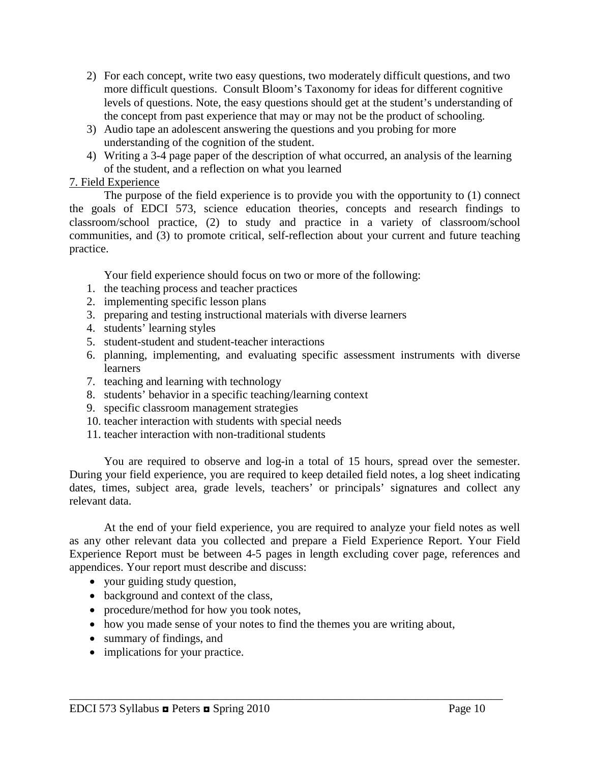2) For each concept, write two easy questions, two moderately difficult questions, and two more difficult questions. Consult Bloom's Taxonomy for ideas for different cognitive levels of questions. Note, the easy questions should get at the student's understanding of the concept from past experience that may or may not be the product of schooling.
3) Audio tape an adolescent answering the questions and you probing for more understanding of the cognition of the student.
4) Writing a 3-4 page paper of the description of what occurred, an analysis of the learning of the student, and a reflection on what you learned

7. Field Experience

The purpose of the field experience is to provide you with the opportunity to (1) connect the goals of EDCI 573, science education theories, concepts and research findings to classroom/school practice, (2) to study and practice in a variety of classroom/school communities, and (3) to promote critical, self-reflection about your current and future teaching practice.

Your field experience should focus on two or more of the following:

1. the teaching process and teacher practices
2. implementing specific lesson plans
3. preparing and testing instructional materials with diverse learners
4. students' learning styles
5. student-student and student-teacher interactions
6. planning, implementing, and evaluating specific assessment instruments with diverse learners
7. teaching and learning with technology
8. students' behavior in a specific teaching/learning context
9. specific classroom management strategies
10. teacher interaction with students with special needs
11. teacher interaction with non-traditional students

You are required to observe and log-in a total of 15 hours, spread over the semester. During your field experience, you are required to keep detailed field notes, a log sheet indicating dates, times, subject area, grade levels, teachers' or principals' signatures and collect any relevant data.

At the end of your field experience, you are required to analyze your field notes as well as any other relevant data you collected and prepare a Field Experience Report. Your Field Experience Report must be between 4-5 pages in length excluding cover page, references and appendices. Your report must describe and discuss:

- your guiding study question,
- background and context of the class,
- procedure/method for how you took notes,
- how you made sense of your notes to find the themes you are writing about,
- summary of findings, and
- implications for your practice.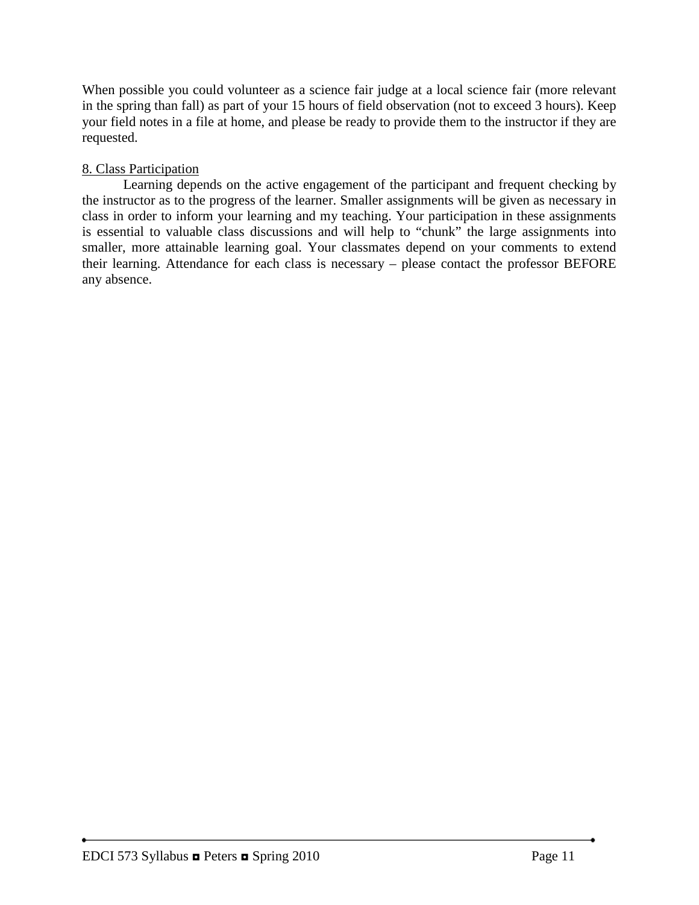When possible you could volunteer as a science fair judge at a local science fair (more relevant in the spring than fall) as part of your 15 hours of field observation (not to exceed 3 hours). Keep your field notes in a file at home, and please be ready to provide them to the instructor if they are requested.

8. Class Participation

Learning depends on the active engagement of the participant and frequent checking by the instructor as to the progress of the learner. Smaller assignments will be given as necessary in class in order to inform your learning and my teaching. Your participation in these assignments is essential to valuable class discussions and will help to "chunk" the large assignments into smaller, more attainable learning goal. Your classmates depend on your comments to extend their learning. Attendance for each class is necessary – please contact the professor BEFORE any absence.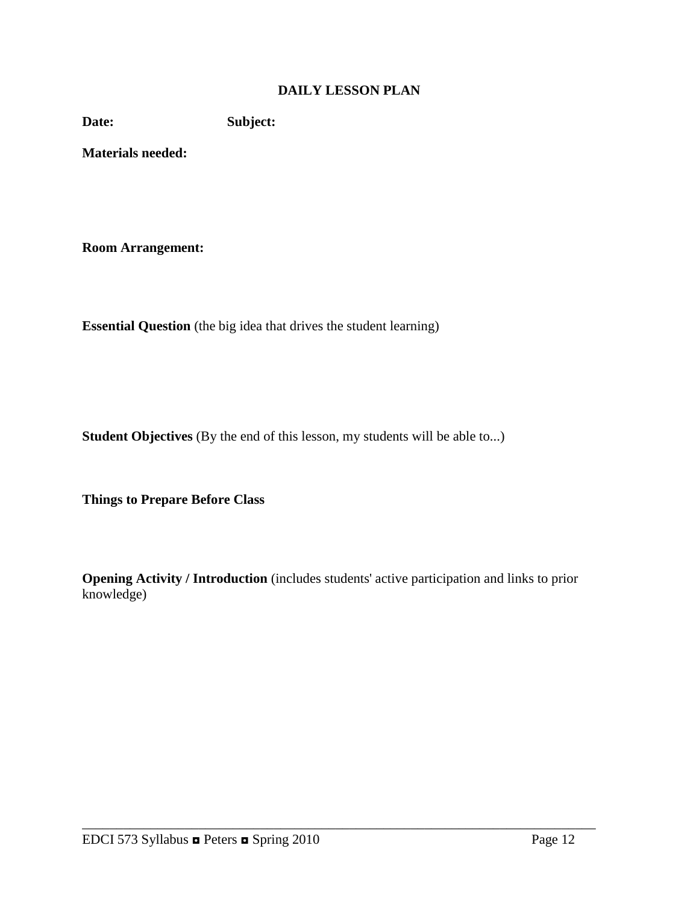## DAILY LESSON PLAN

**Date:** **Subject:**

**Materials needed:**

**Room Arrangement:**

**Essential Question** (the big idea that drives the student learning)

**Student Objectives** (By the end of this lesson, my students will be able to...)

**Things to Prepare Before Class**

**Opening Activity / Introduction** (includes students' active participation and links to prior knowledge)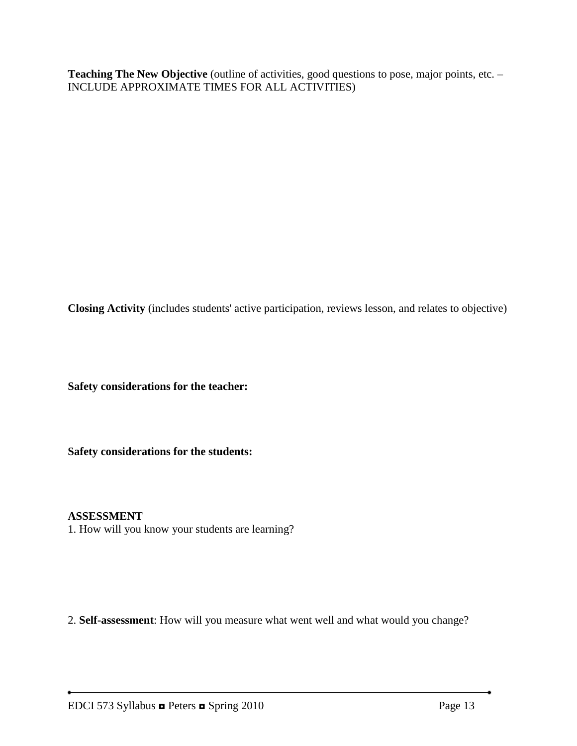**Teaching The New Objective** (outline of activities, good questions to pose, major points, etc. – INCLUDE APPROXIMATE TIMES FOR ALL ACTIVITIES)

**Closing Activity** (includes students' active participation, reviews lesson, and relates to objective)

**Safety considerations for the teacher:**

**Safety considerations for the students:**

**ASSESSMENT**

1. How will you know your students are learning?

2. **Self-assessment**: How will you measure what went well and what would you change?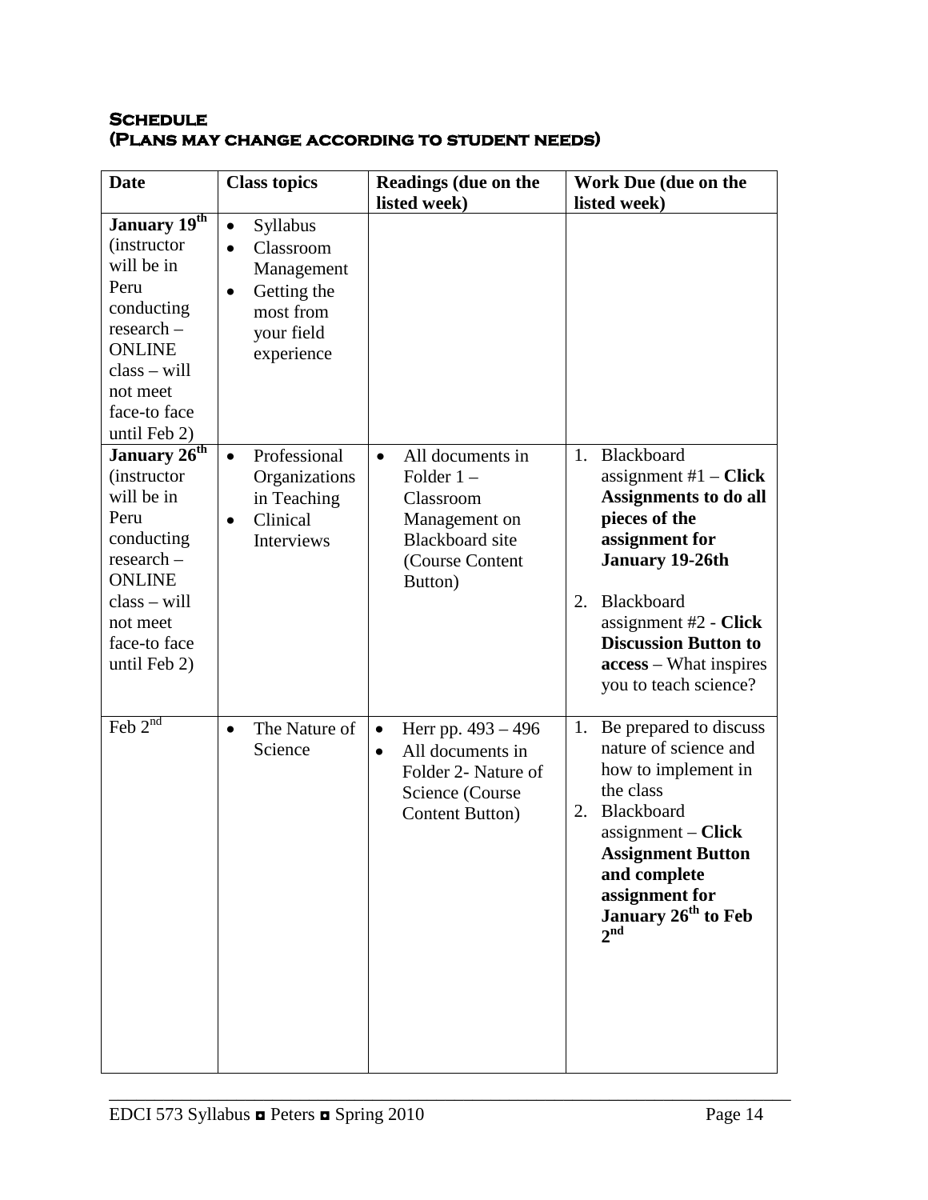## Schedule
## (Plans may change according to student needs)

| Date | Class topics | Readings (due on the listed week) | Work Due (due on the listed week) |
|---|---|---|---|
| **January 19th** (instructor will be in Peru conducting research – ONLINE class – will not meet face-to face until Feb 2) | • Syllabus<br>• Classroom Management<br>• Getting the most from your field experience | | |
| **January 26th** (instructor will be in Peru conducting research – ONLINE class – will not meet face-to face until Feb 2) | • Professional Organizations in Teaching<br>• Clinical Interviews | • All documents in Folder 1 – Classroom Management on Blackboard site (Course Content Button) | 1. Blackboard assignment #1 – **Click Assignments to do all pieces of the assignment for January 19-26th**<br>2. Blackboard assignment #2 - **Click Discussion Button to access** – What inspires you to teach science? |
| Feb 2nd | • The Nature of Science | • Herr pp. 493 – 496<br>• All documents in Folder 2- Nature of Science (Course Content Button) | 1. Be prepared to discuss nature of science and how to implement in the class<br>2. Blackboard assignment – **Click Assignment Button and complete assignment for January 26th to Feb 2nd** |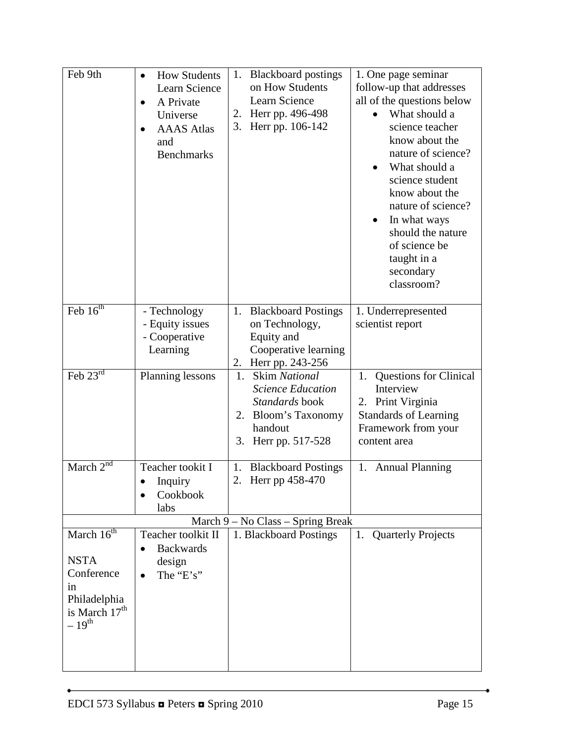| | | | |
|---|---|---|---|
| Feb 9th | • How Students Learn Science<br>• A Private Universe<br>• AAAS Atlas and Benchmarks | 1. Blackboard postings on How Students Learn Science<br>2. Herr pp. 496-498<br>3. Herr pp. 106-142 | 1. One page seminar follow-up that addresses all of the questions below<br>• What should a science teacher know about the nature of science?<br>• What should a science student know about the nature of science?<br>• In what ways should the nature of science be taught in a secondary classroom? |
| Feb 16th | - Technology<br>- Equity issues<br>- Cooperative Learning | 1. Blackboard Postings on Technology, Equity and Cooperative learning<br>2. Herr pp. 243-256 | 1. Underrepresented scientist report |
| Feb 23rd | Planning lessons | 1. Skim *National Science Education Standards* book<br>2. Bloom's Taxonomy handout<br>3. Herr pp. 517-528 | 1. Questions for Clinical Interview<br>2. Print Virginia Standards of Learning Framework from your content area |
| March 2nd | Teacher tookit I<br>• Inquiry<br>• Cookbook labs | 1. Blackboard Postings<br>2. Herr pp 458-470 | 1. Annual Planning |
| March 9 – No Class – Spring Break | | | |
| March 16th<br><br>NSTA Conference in Philadelphia is March 17th – 19th | Teacher toolkit II<br>• Backwards design<br>• The "E's" | 1. Blackboard Postings | 1. Quarterly Projects |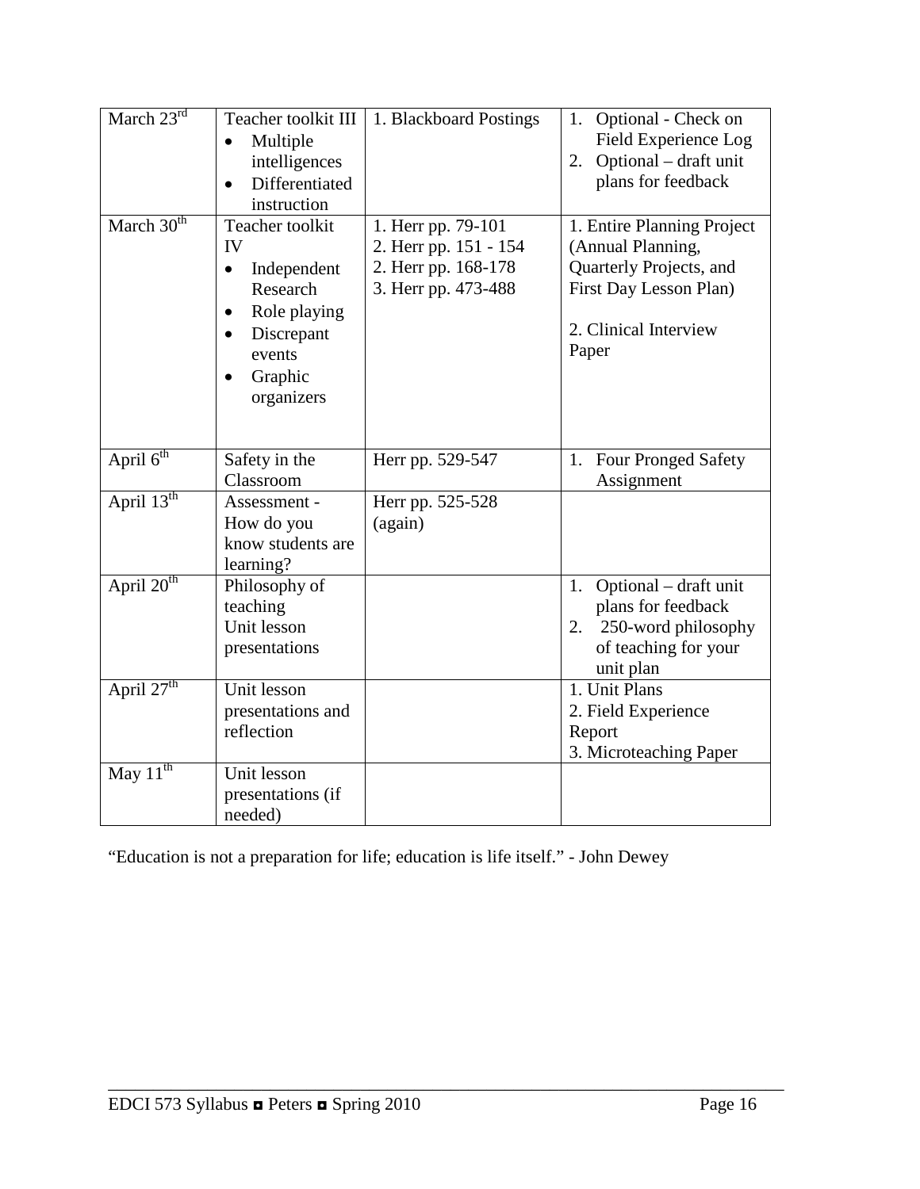| March 23rd | Teacher toolkit III<br>• Multiple intelligences<br>• Differentiated instruction | 1. Blackboard Postings | 1. Optional - Check on Field Experience Log<br>2. Optional – draft unit plans for feedback |
|---|---|---|---|
| March 30th | Teacher toolkit IV<br>• Independent Research<br>• Role playing<br>• Discrepant events<br>• Graphic organizers | 1. Herr pp. 79-101<br>2. Herr pp. 151 - 154<br>2. Herr pp. 168-178<br>3. Herr pp. 473-488 | 1. Entire Planning Project (Annual Planning, Quarterly Projects, and First Day Lesson Plan)<br><br>2. Clinical Interview Paper |
| April 6th | Safety in the Classroom | Herr pp. 529-547 | 1. Four Pronged Safety Assignment |
| April 13th | Assessment - How do you know students are learning? | Herr pp. 525-528 (again) | |
| April 20th | Philosophy of teaching<br>Unit lesson presentations | | 1. Optional – draft unit plans for feedback<br>2. 250-word philosophy of teaching for your unit plan |
| April 27th | Unit lesson presentations and reflection | | 1. Unit Plans<br>2. Field Experience Report<br>3. Microteaching Paper |
| May 11th | Unit lesson presentations (if needed) | | |

"Education is not a preparation for life; education is life itself." - John Dewey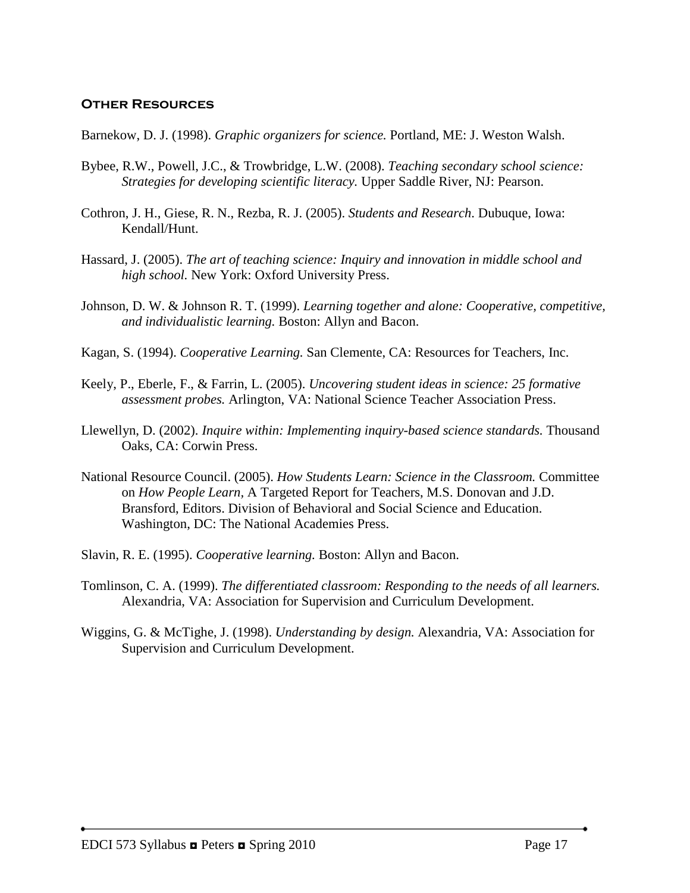## Other Resources

Barnekow, D. J. (1998). *Graphic organizers for science.* Portland, ME: J. Weston Walsh.

Bybee, R.W., Powell, J.C., & Trowbridge, L.W. (2008). *Teaching secondary school science: Strategies for developing scientific literacy.* Upper Saddle River, NJ: Pearson.

Cothron, J. H., Giese, R. N., Rezba, R. J. (2005). *Students and Research*. Dubuque, Iowa: Kendall/Hunt.

Hassard, J. (2005). *The art of teaching science: Inquiry and innovation in middle school and high school.* New York: Oxford University Press.

Johnson, D. W. & Johnson R. T. (1999). *Learning together and alone: Cooperative, competitive, and individualistic learning.* Boston: Allyn and Bacon.

Kagan, S. (1994). *Cooperative Learning.* San Clemente, CA: Resources for Teachers, Inc.

Keely, P., Eberle, F., & Farrin, L. (2005). *Uncovering student ideas in science: 25 formative assessment probes.* Arlington, VA: National Science Teacher Association Press.

Llewellyn, D. (2002). *Inquire within: Implementing inquiry-based science standards.* Thousand Oaks, CA: Corwin Press.

National Resource Council. (2005). *How Students Learn: Science in the Classroom.* Committee on *How People Learn*, A Targeted Report for Teachers, M.S. Donovan and J.D. Bransford, Editors. Division of Behavioral and Social Science and Education. Washington, DC: The National Academies Press.

Slavin, R. E. (1995). *Cooperative learning.* Boston: Allyn and Bacon.

Tomlinson, C. A. (1999). *The differentiated classroom: Responding to the needs of all learners.* Alexandria, VA: Association for Supervision and Curriculum Development.

Wiggins, G. & McTighe, J. (1998). *Understanding by design.* Alexandria, VA: Association for Supervision and Curriculum Development.